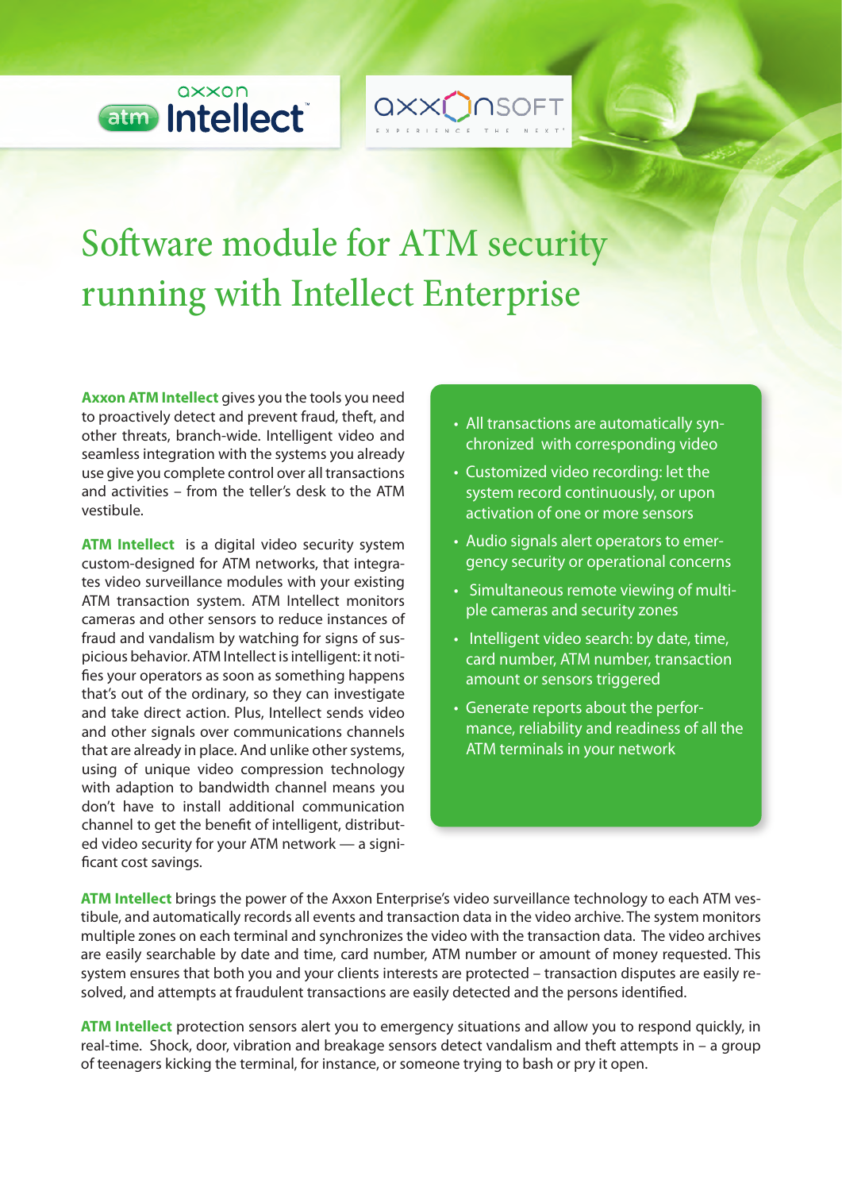axxon **atm Intellect**

AXXONSOFT — EXPERIENCE THE NEXT

# Software module for ATM security running with Intellect Enterprise

**Axxon ATM Intellect** gives you the tools you need to proactively detect and prevent fraud, theft, and other threats, branch-wide. Intelligent video and seamless integration with the systems you already use give you complete control over all transactions and activities – from the teller's desk to the ATM vestibule.

**ATM Intellect** is a digital video security system custom-designed for ATM networks, that integrates video surveillance modules with your existing ATM transaction system. ATM Intellect monitors cameras and other sensors to reduce instances of fraud and vandalism by watching for signs of suspicious behavior. ATM Intellect is intelligent: it notifies your operators as soon as something happens that's out of the ordinary, so they can investigate and take direct action. Plus, Intellect sends video and other signals over communications channels that are already in place. And unlike other systems, using of unique video compression technology with adaption to bandwidth channel means you don't have to install additional communication channel to get the benefit of intelligent, distributed video security for your ATM network — a significant cost savings.

- All transactions are automatically synchronized with corresponding video
- Customized video recording: let the system record continuously, or upon activation of one or more sensors
- Audio signals alert operators to emergency security or operational concerns
- Simultaneous remote viewing of multiple cameras and security zones
- Intelligent video search: by date, time, card number, ATM number, transaction amount or sensors triggered
- Generate reports about the performance, reliability and readiness of all the ATM terminals in your network

**ATM Intellect** brings the power of the Axxon Enterprise's video surveillance technology to each ATM vestibule, and automatically records all events and transaction data in the video archive. The system monitors multiple zones on each terminal and synchronizes the video with the transaction data. The video archives are easily searchable by date and time, card number, ATM number or amount of money requested. This system ensures that both you and your clients interests are protected – transaction disputes are easily resolved, and attempts at fraudulent transactions are easily detected and the persons identified.

**ATM Intellect** protection sensors alert you to emergency situations and allow you to respond quickly, in real-time. Shock, door, vibration and breakage sensors detect vandalism and theft attempts in – a group of teenagers kicking the terminal, for instance, or someone trying to bash or pry it open.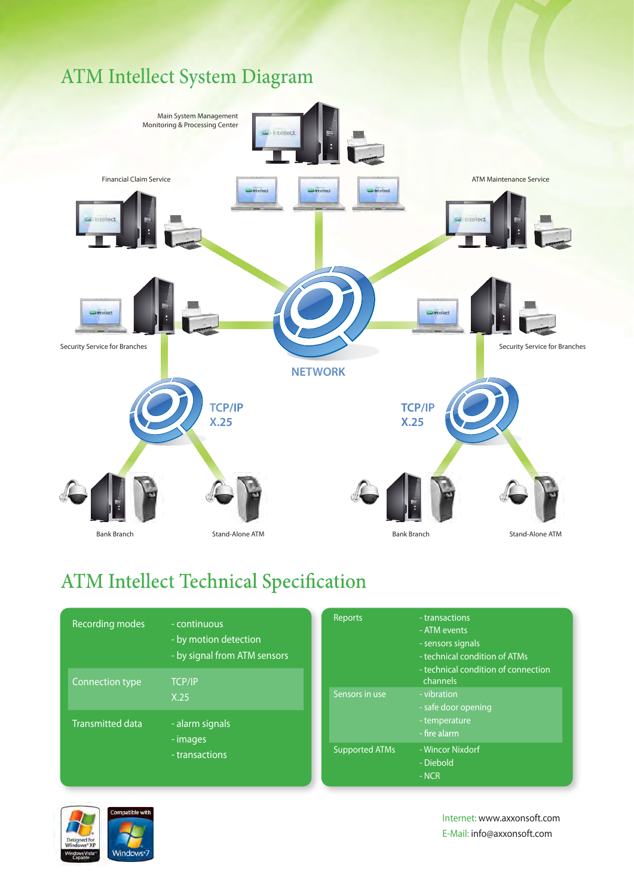# ATM Intellect System Diagram

Main System Management
Monitoring & Processing Center

Financial Claim Service

ATM Maintenance Service

Security Service for Branches

Security Service for Branches

NETWORK

TCP/IP
X.25

TCP/IP
X.25

Bank Branch

Stand-Alone ATM

Bank Branch

Stand-Alone ATM

# ATM Intellect Technical Specification

| | |
|---|---|
| Recording modes | - continuous<br>- by motion detection<br>- by signal from ATM sensors |
| Connection type | TCP/IP<br>X.25 |
| Transmitted data | - alarm signals<br>- images<br>- transactions |

| | |
|---|---|
| Reports | - transactions<br>- ATM events<br>- sensors signals<br>- technical condition of ATMs<br>- technical condition of connection channels |
| Sensors in use | - vibration<br>- safe door opening<br>- temperature<br>- fire alarm |
| Supported ATMs | - Wincor Nixdorf<br>- Diebold<br>- NCR |

Designed for Windows® XP
Windows Vista™ Capable

Compatible with Windows®7

Internet: www.axxonsoft.com
E-Mail: info@axxonsoft.com